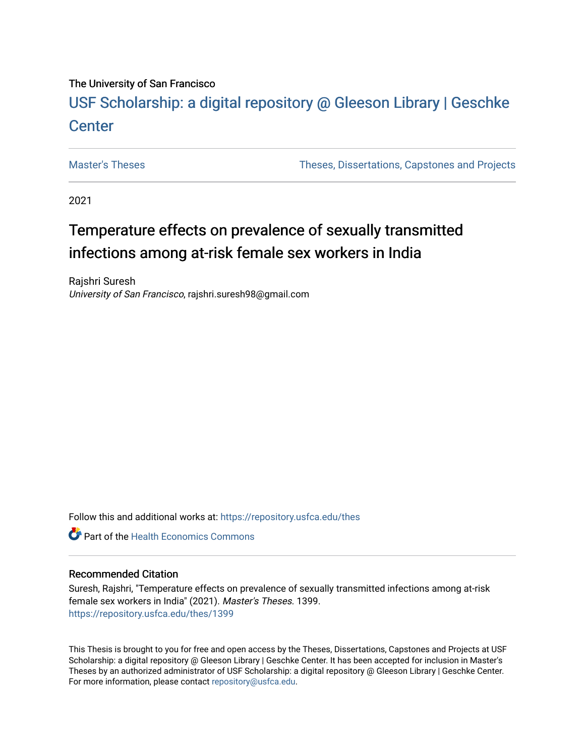The University of San Francisco

# USF Scholarship: a digital repository @ Gleeson Library | Geschke Center

Master's Theses

Theses, Dissertations, Capstones and Projects

2021

## Temperature effects on prevalence of sexually transmitted infections among at-risk female sex workers in India

Rajshri Suresh
*University of San Francisco*, rajshri.suresh98@gmail.com

Follow this and additional works at: https://repository.usfca.edu/thes

Part of the Health Economics Commons

### Recommended Citation

Suresh, Rajshri, "Temperature effects on prevalence of sexually transmitted infections among at-risk female sex workers in India" (2021). *Master's Theses*. 1399.
https://repository.usfca.edu/thes/1399

This Thesis is brought to you for free and open access by the Theses, Dissertations, Capstones and Projects at USF Scholarship: a digital repository @ Gleeson Library | Geschke Center. It has been accepted for inclusion in Master's Theses by an authorized administrator of USF Scholarship: a digital repository @ Gleeson Library | Geschke Center. For more information, please contact repository@usfca.edu.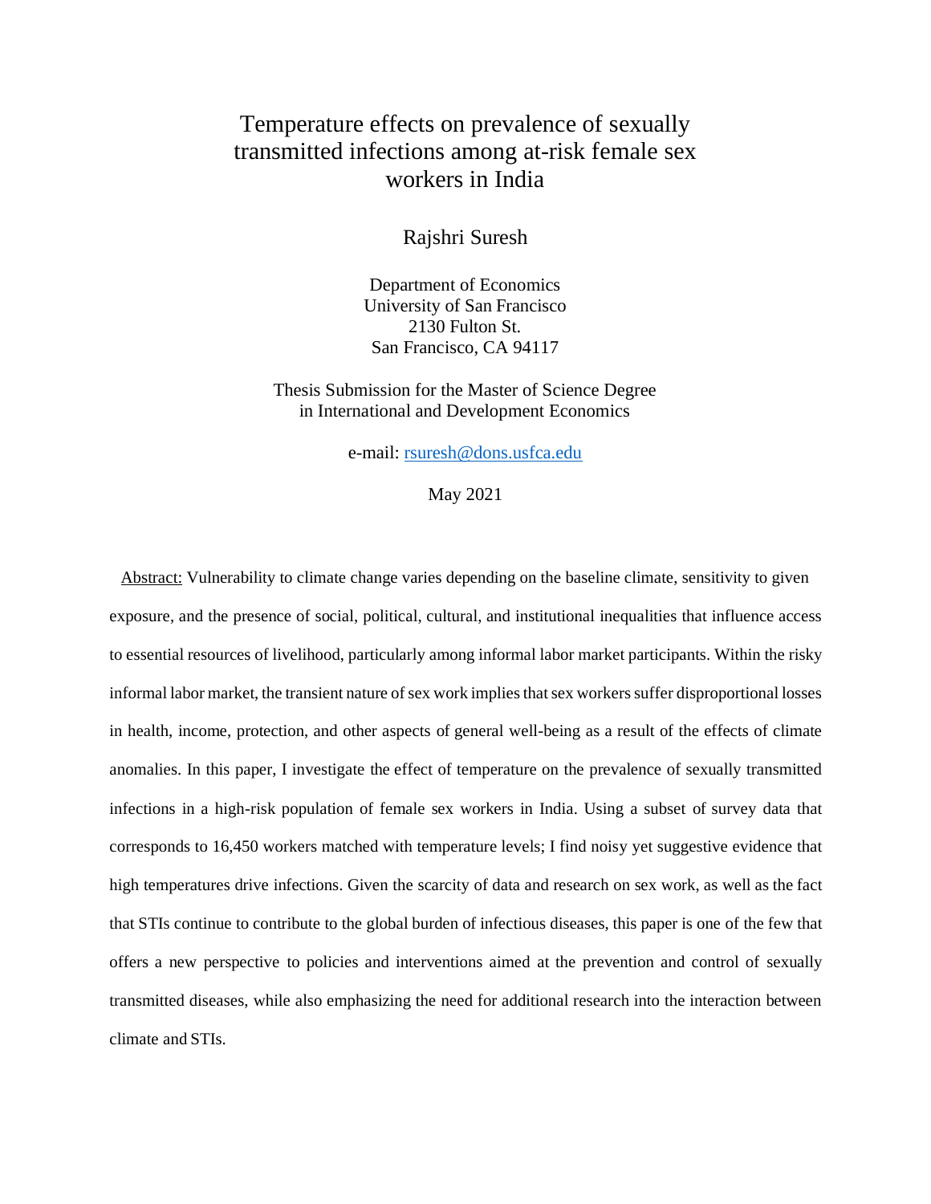# Temperature effects on prevalence of sexually transmitted infections among at-risk female sex workers in India

Rajshri Suresh

Department of Economics
University of San Francisco
2130 Fulton St.
San Francisco, CA 94117

Thesis Submission for the Master of Science Degree
in International and Development Economics

e-mail: rsuresh@dons.usfca.edu

May 2021

Abstract: Vulnerability to climate change varies depending on the baseline climate, sensitivity to given exposure, and the presence of social, political, cultural, and institutional inequalities that influence access to essential resources of livelihood, particularly among informal labor market participants. Within the risky informal labor market, the transient nature of sex work implies that sex workers suffer disproportional losses in health, income, protection, and other aspects of general well-being as a result of the effects of climate anomalies. In this paper, I investigate the effect of temperature on the prevalence of sexually transmitted infections in a high-risk population of female sex workers in India. Using a subset of survey data that corresponds to 16,450 workers matched with temperature levels; I find noisy yet suggestive evidence that high temperatures drive infections. Given the scarcity of data and research on sex work, as well as the fact that STIs continue to contribute to the global burden of infectious diseases, this paper is one of the few that offers a new perspective to policies and interventions aimed at the prevention and control of sexually transmitted diseases, while also emphasizing the need for additional research into the interaction between climate and STIs.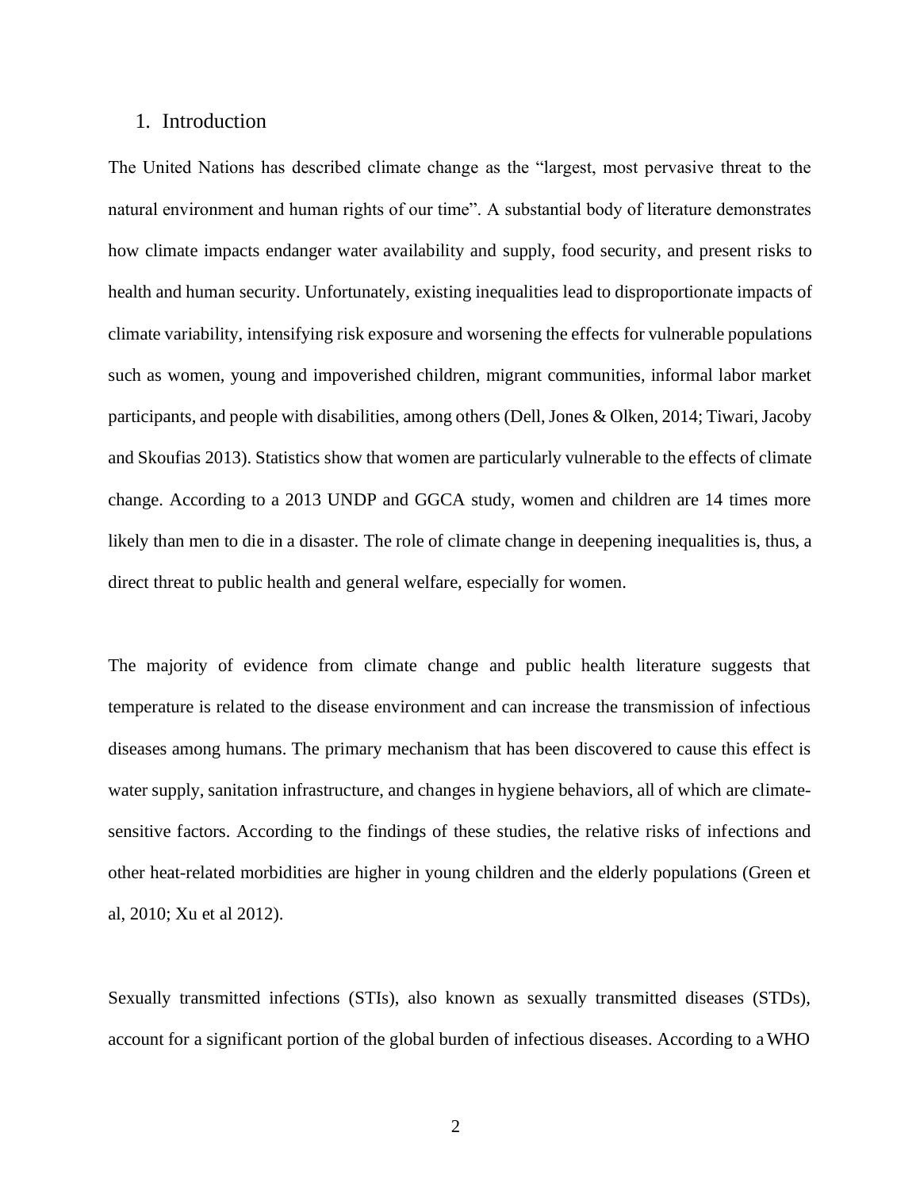## 1. Introduction

The United Nations has described climate change as the "largest, most pervasive threat to the natural environment and human rights of our time". A substantial body of literature demonstrates how climate impacts endanger water availability and supply, food security, and present risks to health and human security. Unfortunately, existing inequalities lead to disproportionate impacts of climate variability, intensifying risk exposure and worsening the effects for vulnerable populations such as women, young and impoverished children, migrant communities, informal labor market participants, and people with disabilities, among others (Dell, Jones & Olken, 2014; Tiwari, Jacoby and Skoufias 2013). Statistics show that women are particularly vulnerable to the effects of climate change. According to a 2013 UNDP and GGCA study, women and children are 14 times more likely than men to die in a disaster. The role of climate change in deepening inequalities is, thus, a direct threat to public health and general welfare, especially for women.

The majority of evidence from climate change and public health literature suggests that temperature is related to the disease environment and can increase the transmission of infectious diseases among humans. The primary mechanism that has been discovered to cause this effect is water supply, sanitation infrastructure, and changes in hygiene behaviors, all of which are climate-sensitive factors. According to the findings of these studies, the relative risks of infections and other heat-related morbidities are higher in young children and the elderly populations (Green et al, 2010; Xu et al 2012).

Sexually transmitted infections (STIs), also known as sexually transmitted diseases (STDs), account for a significant portion of the global burden of infectious diseases. According to a WHO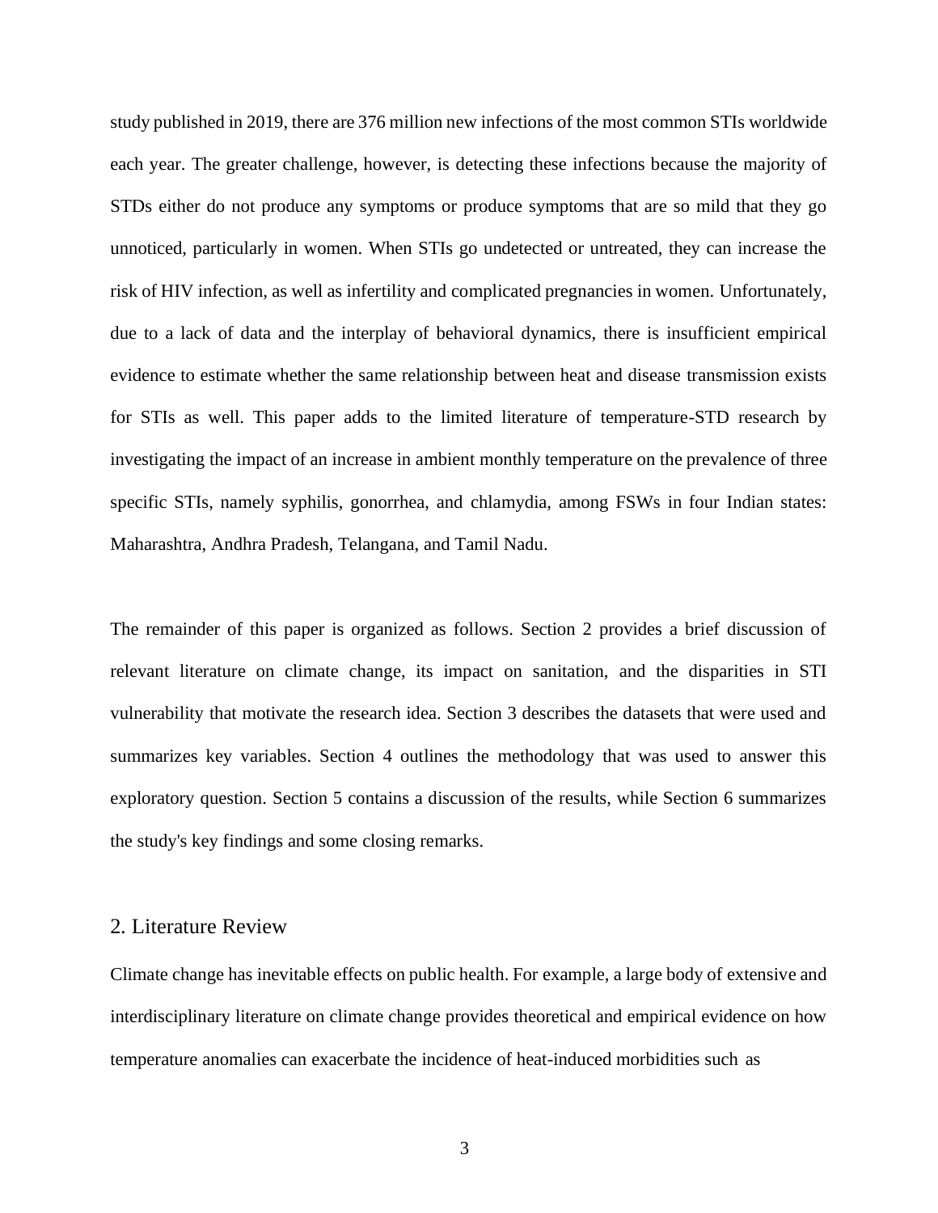study published in 2019, there are 376 million new infections of the most common STIs worldwide each year. The greater challenge, however, is detecting these infections because the majority of STDs either do not produce any symptoms or produce symptoms that are so mild that they go unnoticed, particularly in women. When STIs go undetected or untreated, they can increase the risk of HIV infection, as well as infertility and complicated pregnancies in women. Unfortunately, due to a lack of data and the interplay of behavioral dynamics, there is insufficient empirical evidence to estimate whether the same relationship between heat and disease transmission exists for STIs as well. This paper adds to the limited literature of temperature-STD research by investigating the impact of an increase in ambient monthly temperature on the prevalence of three specific STIs, namely syphilis, gonorrhea, and chlamydia, among FSWs in four Indian states: Maharashtra, Andhra Pradesh, Telangana, and Tamil Nadu.

The remainder of this paper is organized as follows. Section 2 provides a brief discussion of relevant literature on climate change, its impact on sanitation, and the disparities in STI vulnerability that motivate the research idea. Section 3 describes the datasets that were used and summarizes key variables. Section 4 outlines the methodology that was used to answer this exploratory question. Section 5 contains a discussion of the results, while Section 6 summarizes the study's key findings and some closing remarks.

## 2. Literature Review

Climate change has inevitable effects on public health. For example, a large body of extensive and interdisciplinary literature on climate change provides theoretical and empirical evidence on how temperature anomalies can exacerbate the incidence of heat-induced morbidities such as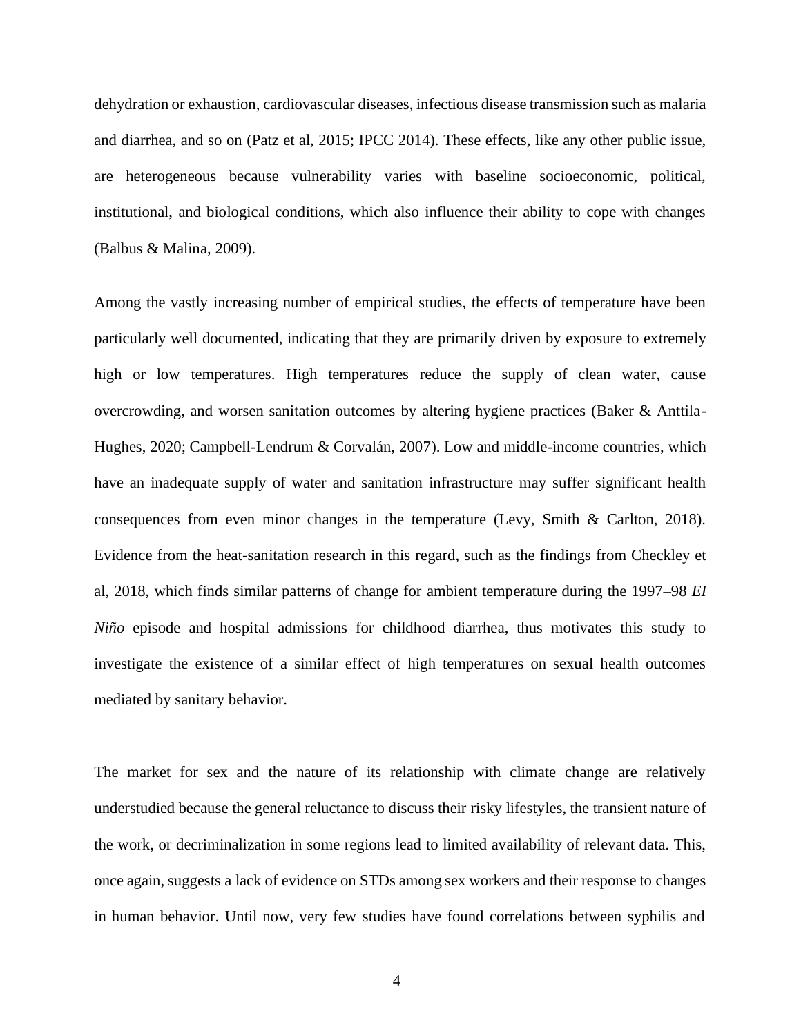dehydration or exhaustion, cardiovascular diseases, infectious disease transmission such as malaria and diarrhea, and so on (Patz et al, 2015; IPCC 2014). These effects, like any other public issue, are heterogeneous because vulnerability varies with baseline socioeconomic, political, institutional, and biological conditions, which also influence their ability to cope with changes (Balbus & Malina, 2009).

Among the vastly increasing number of empirical studies, the effects of temperature have been particularly well documented, indicating that they are primarily driven by exposure to extremely high or low temperatures. High temperatures reduce the supply of clean water, cause overcrowding, and worsen sanitation outcomes by altering hygiene practices (Baker & Anttila-Hughes, 2020; Campbell-Lendrum & Corvalán, 2007). Low and middle-income countries, which have an inadequate supply of water and sanitation infrastructure may suffer significant health consequences from even minor changes in the temperature (Levy, Smith & Carlton, 2018). Evidence from the heat-sanitation research in this regard, such as the findings from Checkley et al, 2018, which finds similar patterns of change for ambient temperature during the 1997–98 *EI Niño* episode and hospital admissions for childhood diarrhea, thus motivates this study to investigate the existence of a similar effect of high temperatures on sexual health outcomes mediated by sanitary behavior.

The market for sex and the nature of its relationship with climate change are relatively understudied because the general reluctance to discuss their risky lifestyles, the transient nature of the work, or decriminalization in some regions lead to limited availability of relevant data. This, once again, suggests a lack of evidence on STDs among sex workers and their response to changes in human behavior. Until now, very few studies have found correlations between syphilis and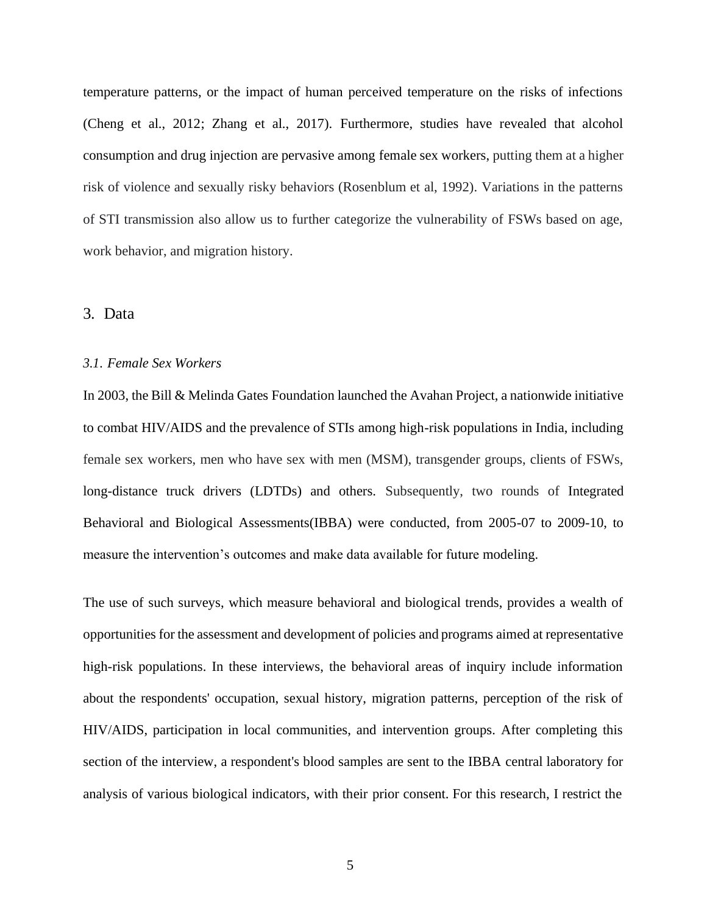temperature patterns, or the impact of human perceived temperature on the risks of infections (Cheng et al., 2012; Zhang et al., 2017). Furthermore, studies have revealed that alcohol consumption and drug injection are pervasive among female sex workers, putting them at a higher risk of violence and sexually risky behaviors (Rosenblum et al, 1992). Variations in the patterns of STI transmission also allow us to further categorize the vulnerability of FSWs based on age, work behavior, and migration history.

## 3. Data

### *3.1. Female Sex Workers*

In 2003, the Bill & Melinda Gates Foundation launched the Avahan Project, a nationwide initiative to combat HIV/AIDS and the prevalence of STIs among high-risk populations in India, including female sex workers, men who have sex with men (MSM), transgender groups, clients of FSWs, long-distance truck drivers (LDTDs) and others. Subsequently, two rounds of Integrated Behavioral and Biological Assessments(IBBA) were conducted, from 2005-07 to 2009-10, to measure the intervention's outcomes and make data available for future modeling.

The use of such surveys, which measure behavioral and biological trends, provides a wealth of opportunities for the assessment and development of policies and programs aimed at representative high-risk populations. In these interviews, the behavioral areas of inquiry include information about the respondents' occupation, sexual history, migration patterns, perception of the risk of HIV/AIDS, participation in local communities, and intervention groups. After completing this section of the interview, a respondent's blood samples are sent to the IBBA central laboratory for analysis of various biological indicators, with their prior consent. For this research, I restrict the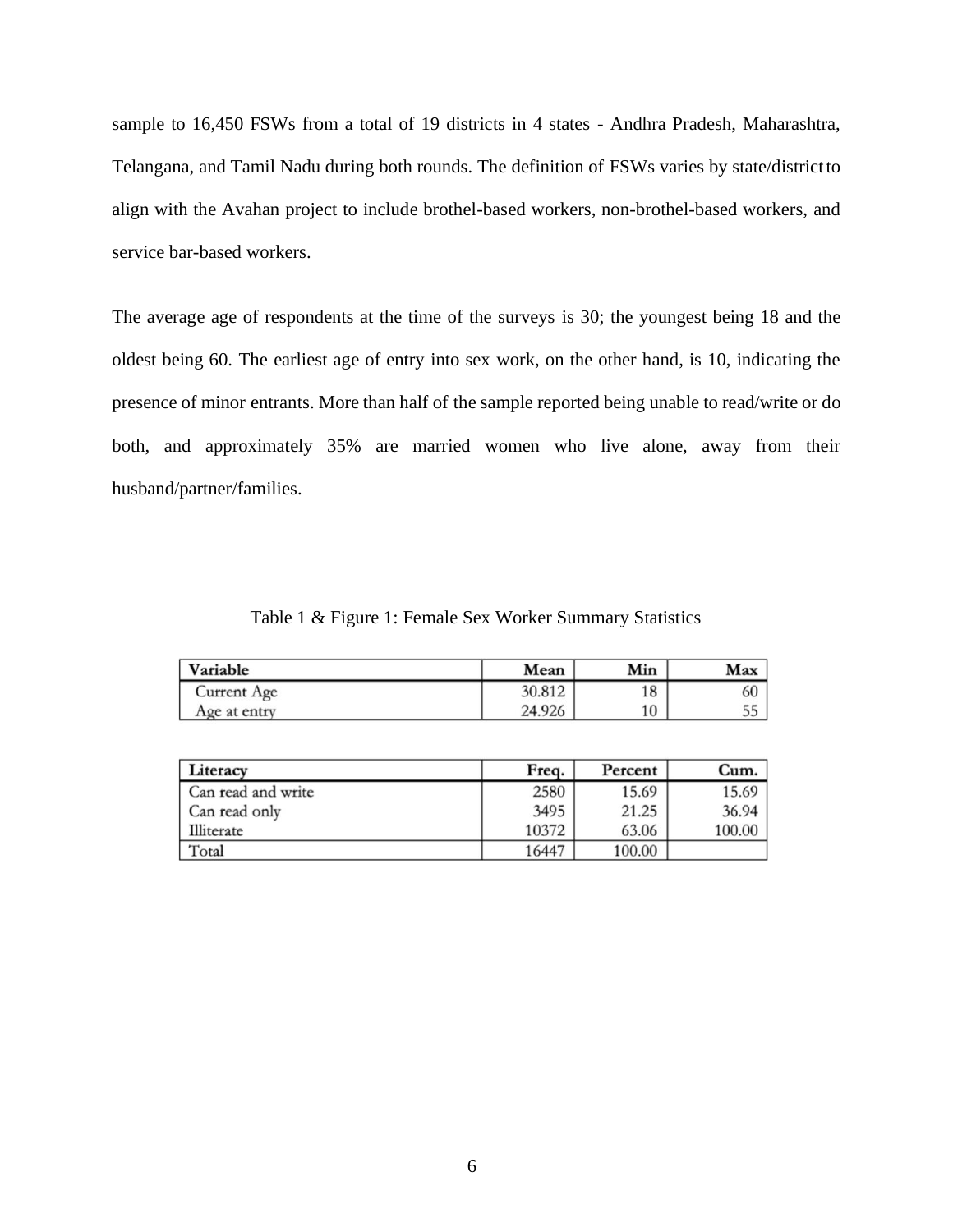sample to 16,450 FSWs from a total of 19 districts in 4 states - Andhra Pradesh, Maharashtra, Telangana, and Tamil Nadu during both rounds. The definition of FSWs varies by state/district to align with the Avahan project to include brothel-based workers, non-brothel-based workers, and service bar-based workers.

The average age of respondents at the time of the surveys is 30; the youngest being 18 and the oldest being 60. The earliest age of entry into sex work, on the other hand, is 10, indicating the presence of minor entrants. More than half of the sample reported being unable to read/write or do both, and approximately 35% are married women who live alone, away from their husband/partner/families.

Table 1 & Figure 1: Female Sex Worker Summary Statistics

| Variable | Mean | Min | Max |
|---|---|---|---|
| Current Age | 30.812 | 18 | 60 |
| Age at entry | 24.926 | 10 | 55 |

| Literacy | Freq. | Percent | Cum. |
|---|---|---|---|
| Can read and write | 2580 | 15.69 | 15.69 |
| Can read only | 3495 | 21.25 | 36.94 |
| Illiterate | 10372 | 63.06 | 100.00 |
| Total | 16447 | 100.00 | |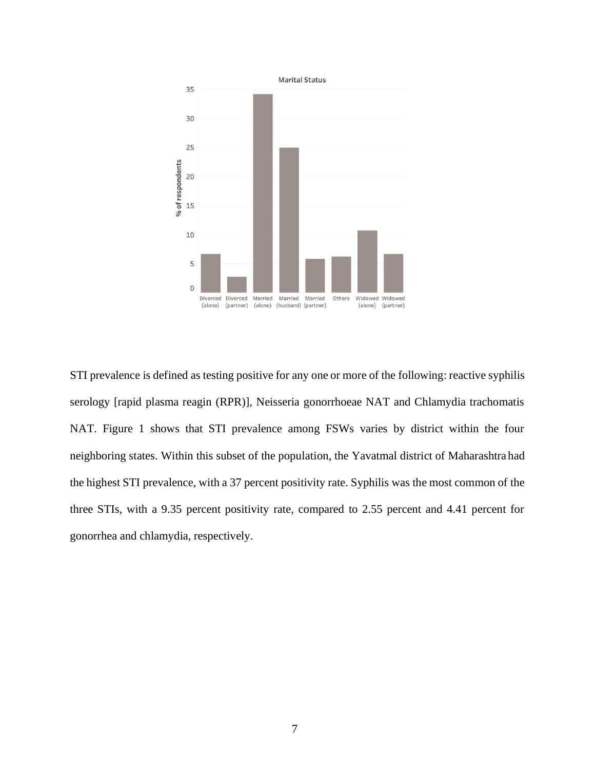STI prevalence is defined as testing positive for any one or more of the following: reactive syphilis serology [rapid plasma reagin (RPR)], Neisseria gonorrhoeae NAT and Chlamydia trachomatis NAT. Figure 1 shows that STI prevalence among FSWs varies by district within the four neighboring states. Within this subset of the population, the Yavatmal district of Maharashtra had the highest STI prevalence, with a 37 percent positivity rate. Syphilis was the most common of the three STIs, with a 9.35 percent positivity rate, compared to 2.55 percent and 4.41 percent for gonorrhea and chlamydia, respectively.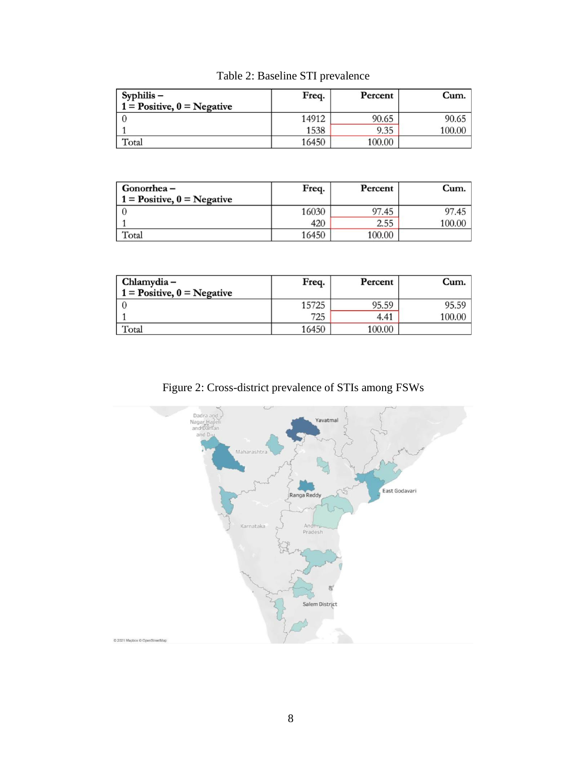Table 2: Baseline STI prevalence

| Syphilis – 1 = Positive, 0 = Negative | Freq. | Percent | Cum. |
|---|---|---|---|
| 0 | 14912 | 90.65 | 90.65 |
| 1 | 1538 | 9.35 | 100.00 |
| Total | 16450 | 100.00 | |

| Gonorrhea – 1 = Positive, 0 = Negative | Freq. | Percent | Cum. |
|---|---|---|---|
| 0 | 16030 | 97.45 | 97.45 |
| 1 | 420 | 2.55 | 100.00 |
| Total | 16450 | 100.00 | |

| Chlamydia – 1 = Positive, 0 = Negative | Freq. | Percent | Cum. |
|---|---|---|---|
| 0 | 15725 | 95.59 | 95.59 |
| 1 | 725 | 4.41 | 100.00 |
| Total | 16450 | 100.00 | |

Figure 2: Cross-district prevalence of STIs among FSWs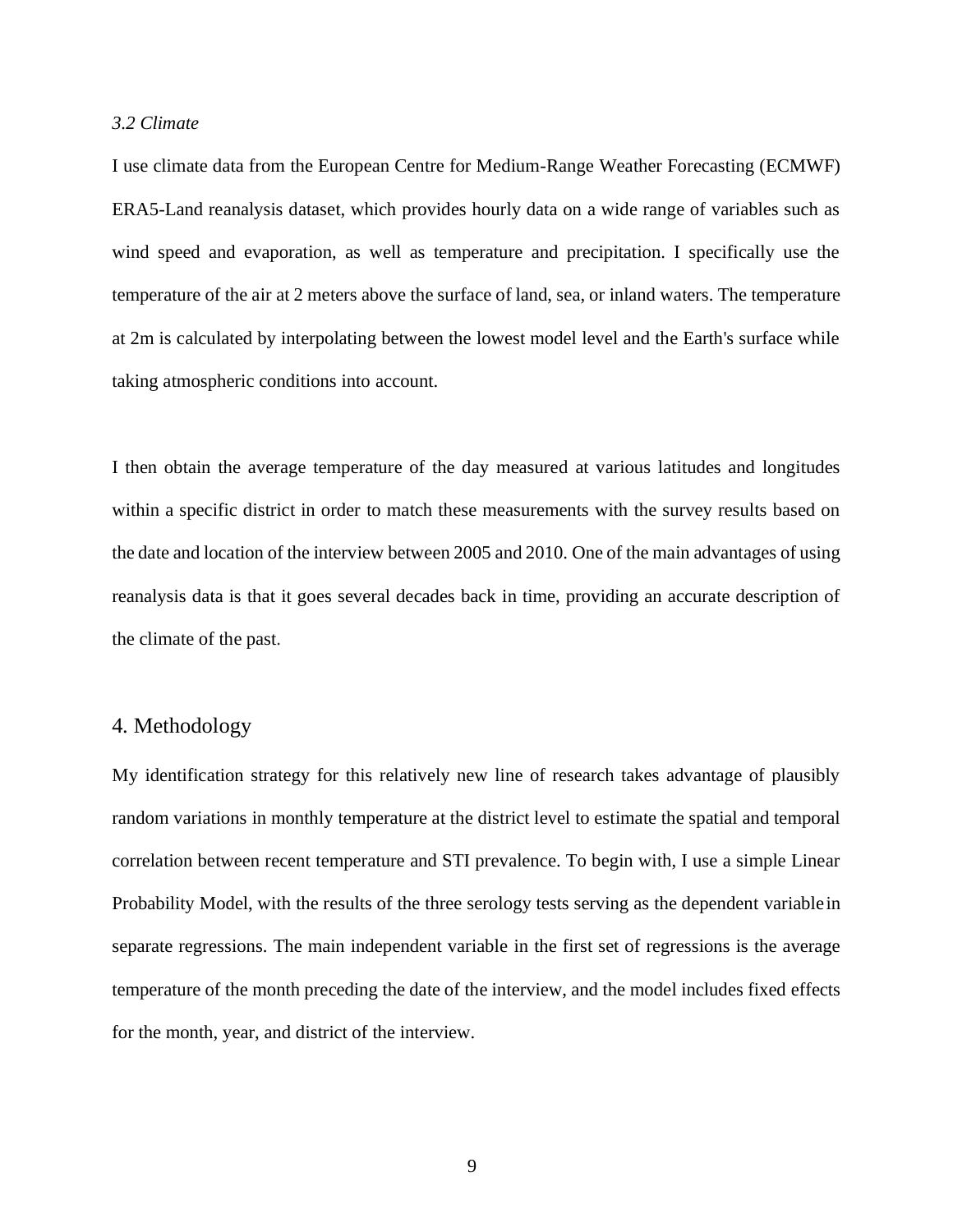### *3.2 Climate*

I use climate data from the European Centre for Medium-Range Weather Forecasting (ECMWF) ERA5-Land reanalysis dataset, which provides hourly data on a wide range of variables such as wind speed and evaporation, as well as temperature and precipitation. I specifically use the temperature of the air at 2 meters above the surface of land, sea, or inland waters. The temperature at 2m is calculated by interpolating between the lowest model level and the Earth's surface while taking atmospheric conditions into account.

I then obtain the average temperature of the day measured at various latitudes and longitudes within a specific district in order to match these measurements with the survey results based on the date and location of the interview between 2005 and 2010. One of the main advantages of using reanalysis data is that it goes several decades back in time, providing an accurate description of the climate of the past.

## 4. Methodology

My identification strategy for this relatively new line of research takes advantage of plausibly random variations in monthly temperature at the district level to estimate the spatial and temporal correlation between recent temperature and STI prevalence. To begin with, I use a simple Linear Probability Model, with the results of the three serology tests serving as the dependent variable in separate regressions. The main independent variable in the first set of regressions is the average temperature of the month preceding the date of the interview, and the model includes fixed effects for the month, year, and district of the interview.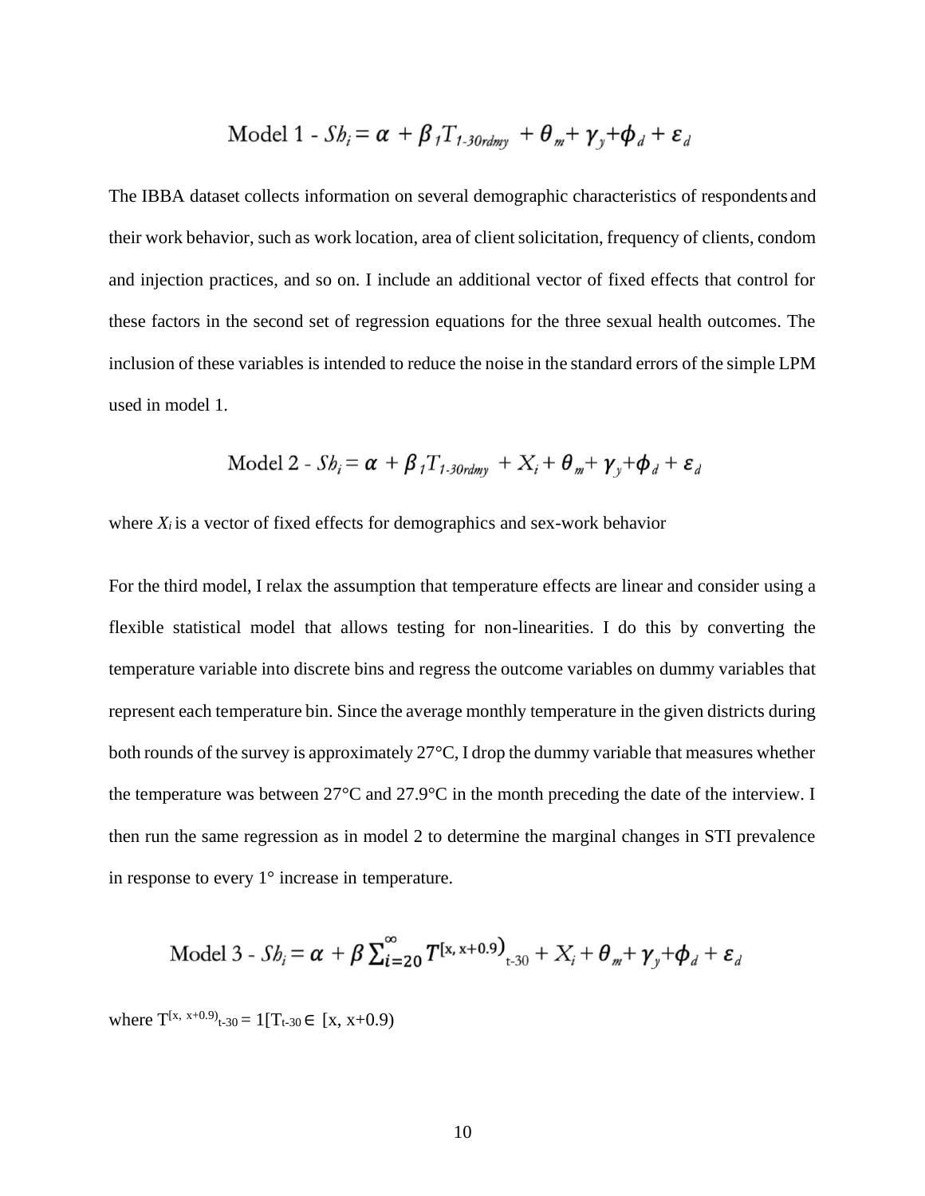$$\text{Model 1 - } Sh_i = \alpha + \beta_1 T_{1\text{-}30rdmy} + \theta_m + \gamma_y + \phi_d + \varepsilon_d$$

The IBBA dataset collects information on several demographic characteristics of respondents and their work behavior, such as work location, area of client solicitation, frequency of clients, condom and injection practices, and so on. I include an additional vector of fixed effects that control for these factors in the second set of regression equations for the three sexual health outcomes. The inclusion of these variables is intended to reduce the noise in the standard errors of the simple LPM used in model 1.

$$\text{Model 2 - } Sh_i = \alpha + \beta_1 T_{1\text{-}30rdmy} + X_i + \theta_m + \gamma_y + \phi_d + \varepsilon_d$$

where $X_i$ is a vector of fixed effects for demographics and sex-work behavior

For the third model, I relax the assumption that temperature effects are linear and consider using a flexible statistical model that allows testing for non-linearities. I do this by converting the temperature variable into discrete bins and regress the outcome variables on dummy variables that represent each temperature bin. Since the average monthly temperature in the given districts during both rounds of the survey is approximately 27°C, I drop the dummy variable that measures whether the temperature was between 27°C and 27.9°C in the month preceding the date of the interview. I then run the same regression as in model 2 to determine the marginal changes in STI prevalence in response to every 1° increase in temperature.

$$\text{Model 3 - } Sh_i = \alpha + \beta \sum_{i=20}^{\infty} T^{[x,\, x+0.9)}{}_{t\text{-}30} + X_i + \theta_m + \gamma_y + \phi_d + \varepsilon_d$$

where $T^{[x,\, x+0.9)}{}_{t\text{-}30} = 1[T_{t\text{-}30} \in [x, x+0.9)$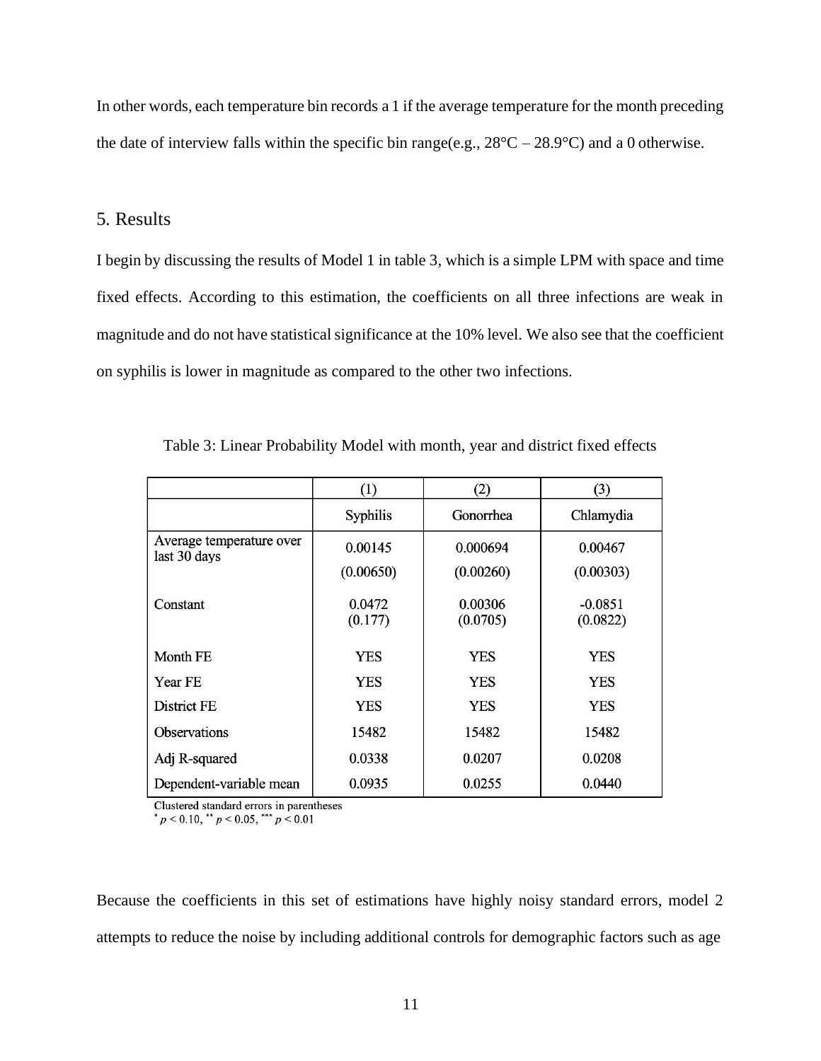In other words, each temperature bin records a 1 if the average temperature for the month preceding the date of interview falls within the specific bin range(e.g., 28°C – 28.9°C) and a 0 otherwise.

## 5. Results

I begin by discussing the results of Model 1 in table 3, which is a simple LPM with space and time fixed effects. According to this estimation, the coefficients on all three infections are weak in magnitude and do not have statistical significance at the 10% level. We also see that the coefficient on syphilis is lower in magnitude as compared to the other two infections.

Table 3: Linear Probability Model with month, year and district fixed effects

| | (1) | (2) | (3) |
|---|---|---|---|
| | Syphilis | Gonorrhea | Chlamydia |
| Average temperature over last 30 days | 0.00145 | 0.000694 | 0.00467 |
| | (0.00650) | (0.00260) | (0.00303) |
| Constant | 0.0472 | 0.00306 | -0.0851 |
| | (0.177) | (0.0705) | (0.0822) |
| Month FE | YES | YES | YES |
| Year FE | YES | YES | YES |
| District FE | YES | YES | YES |
| Observations | 15482 | 15482 | 15482 |
| Adj R-squared | 0.0338 | 0.0207 | 0.0208 |
| Dependent-variable mean | 0.0935 | 0.0255 | 0.0440 |

Clustered standard errors in parentheses
* $p < 0.10$, ** $p < 0.05$, *** $p < 0.01$

Because the coefficients in this set of estimations have highly noisy standard errors, model 2 attempts to reduce the noise by including additional controls for demographic factors such as age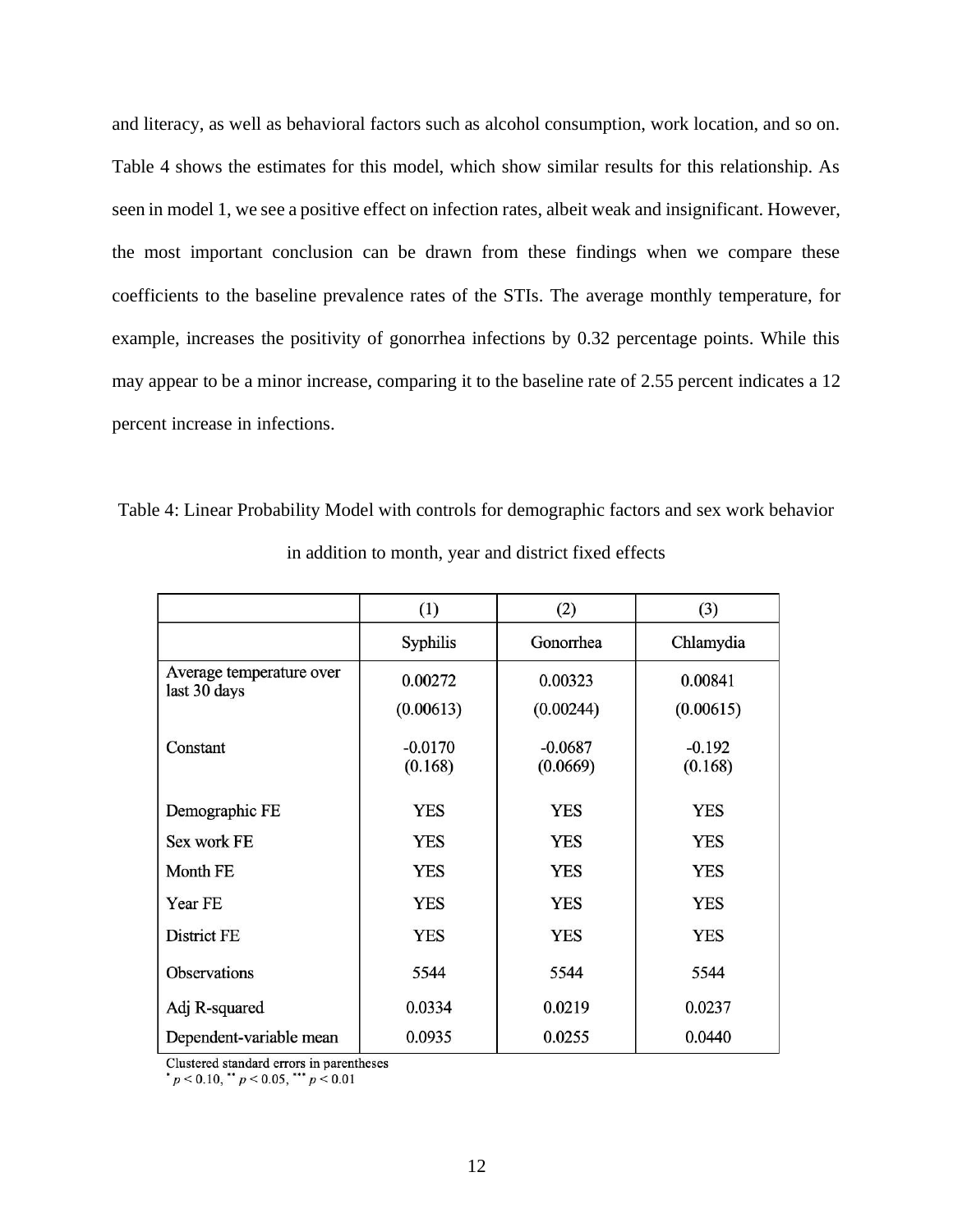and literacy, as well as behavioral factors such as alcohol consumption, work location, and so on. Table 4 shows the estimates for this model, which show similar results for this relationship. As seen in model 1, we see a positive effect on infection rates, albeit weak and insignificant. However, the most important conclusion can be drawn from these findings when we compare these coefficients to the baseline prevalence rates of the STIs. The average monthly temperature, for example, increases the positivity of gonorrhea infections by 0.32 percentage points. While this may appear to be a minor increase, comparing it to the baseline rate of 2.55 percent indicates a 12 percent increase in infections.

Table 4: Linear Probability Model with controls for demographic factors and sex work behavior in addition to month, year and district fixed effects

| | (1) | (2) | (3) |
|---|---|---|---|
| | Syphilis | Gonorrhea | Chlamydia |
| Average temperature over last 30 days | 0.00272 | 0.00323 | 0.00841 |
| | (0.00613) | (0.00244) | (0.00615) |
| Constant | -0.0170 | -0.0687 | -0.192 |
| | (0.168) | (0.0669) | (0.168) |
| Demographic FE | YES | YES | YES |
| Sex work FE | YES | YES | YES |
| Month FE | YES | YES | YES |
| Year FE | YES | YES | YES |
| District FE | YES | YES | YES |
| Observations | 5544 | 5544 | 5544 |
| Adj R-squared | 0.0334 | 0.0219 | 0.0237 |
| Dependent-variable mean | 0.0935 | 0.0255 | 0.0440 |

Clustered standard errors in parentheses
$^{*}$ $p < 0.10$, $^{**}$ $p < 0.05$, $^{***}$ $p < 0.01$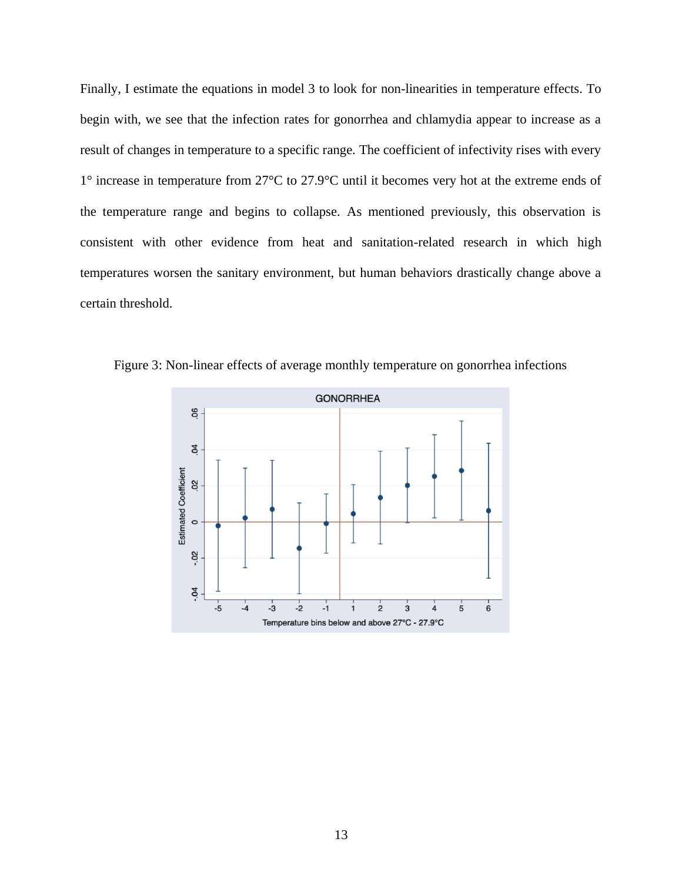Finally, I estimate the equations in model 3 to look for non-linearities in temperature effects. To begin with, we see that the infection rates for gonorrhea and chlamydia appear to increase as a result of changes in temperature to a specific range. The coefficient of infectivity rises with every 1° increase in temperature from 27°C to 27.9°C until it becomes very hot at the extreme ends of the temperature range and begins to collapse. As mentioned previously, this observation is consistent with other evidence from heat and sanitation-related research in which high temperatures worsen the sanitary environment, but human behaviors drastically change above a certain threshold.

Figure 3: Non-linear effects of average monthly temperature on gonorrhea infections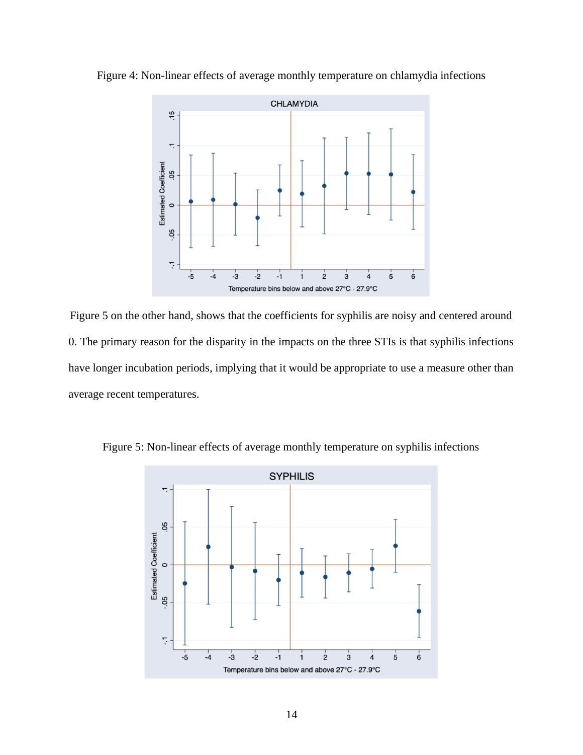Figure 4: Non-linear effects of average monthly temperature on chlamydia infections

Figure 5 on the other hand, shows that the coefficients for syphilis are noisy and centered around 0. The primary reason for the disparity in the impacts on the three STIs is that syphilis infections have longer incubation periods, implying that it would be appropriate to use a measure other than average recent temperatures.

Figure 5: Non-linear effects of average monthly temperature on syphilis infections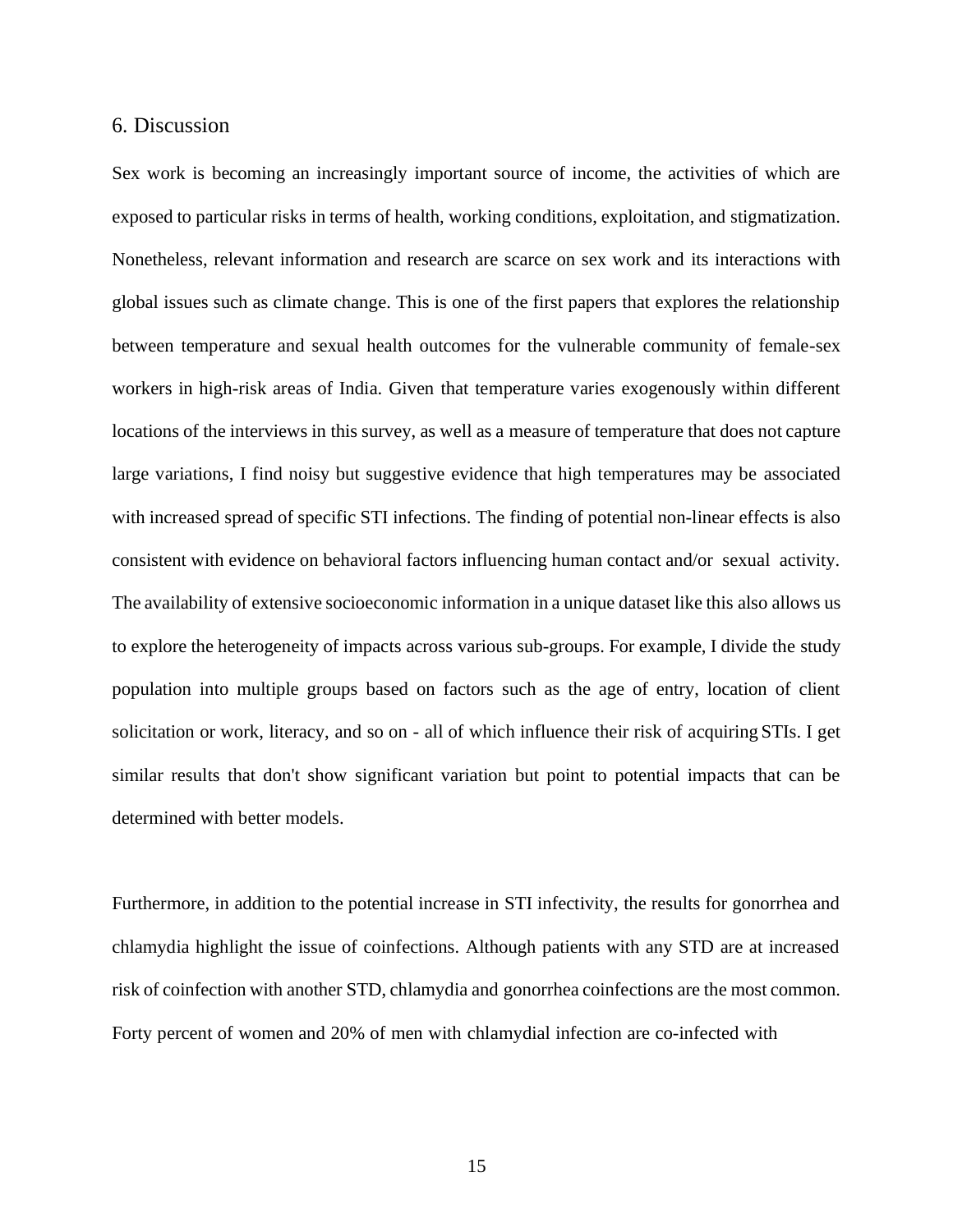## 6. Discussion

Sex work is becoming an increasingly important source of income, the activities of which are exposed to particular risks in terms of health, working conditions, exploitation, and stigmatization. Nonetheless, relevant information and research are scarce on sex work and its interactions with global issues such as climate change. This is one of the first papers that explores the relationship between temperature and sexual health outcomes for the vulnerable community of female-sex workers in high-risk areas of India. Given that temperature varies exogenously within different locations of the interviews in this survey, as well as a measure of temperature that does not capture large variations, I find noisy but suggestive evidence that high temperatures may be associated with increased spread of specific STI infections. The finding of potential non-linear effects is also consistent with evidence on behavioral factors influencing human contact and/or sexual activity. The availability of extensive socioeconomic information in a unique dataset like this also allows us to explore the heterogeneity of impacts across various sub-groups. For example, I divide the study population into multiple groups based on factors such as the age of entry, location of client solicitation or work, literacy, and so on - all of which influence their risk of acquiring STIs. I get similar results that don't show significant variation but point to potential impacts that can be determined with better models.

Furthermore, in addition to the potential increase in STI infectivity, the results for gonorrhea and chlamydia highlight the issue of coinfections. Although patients with any STD are at increased risk of coinfection with another STD, chlamydia and gonorrhea coinfections are the most common. Forty percent of women and 20% of men with chlamydial infection are co-infected with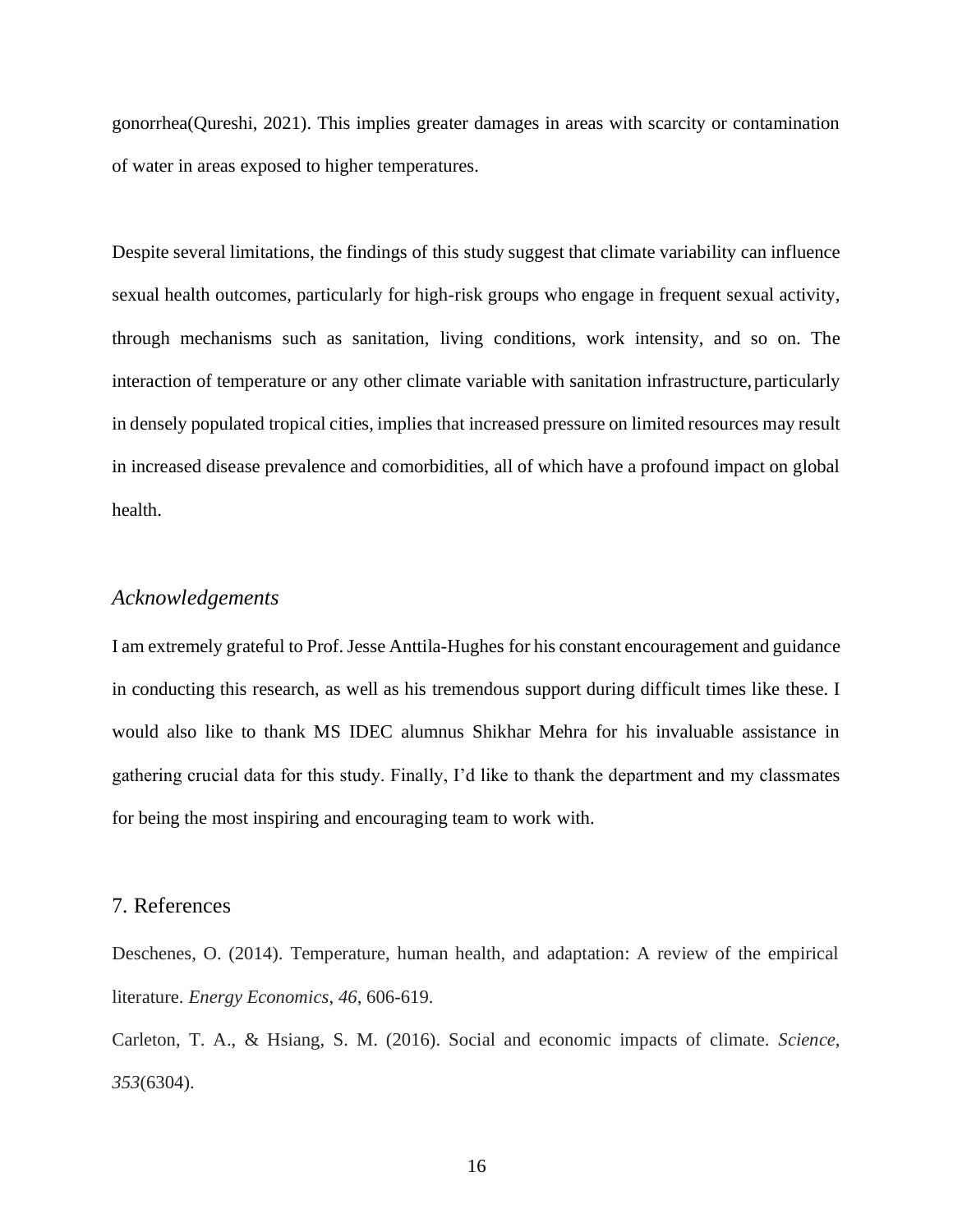gonorrhea(Qureshi, 2021). This implies greater damages in areas with scarcity or contamination of water in areas exposed to higher temperatures.

Despite several limitations, the findings of this study suggest that climate variability can influence sexual health outcomes, particularly for high-risk groups who engage in frequent sexual activity, through mechanisms such as sanitation, living conditions, work intensity, and so on. The interaction of temperature or any other climate variable with sanitation infrastructure, particularly in densely populated tropical cities, implies that increased pressure on limited resources may result in increased disease prevalence and comorbidities, all of which have a profound impact on global health.

### *Acknowledgements*

I am extremely grateful to Prof. Jesse Anttila-Hughes for his constant encouragement and guidance in conducting this research, as well as his tremendous support during difficult times like these. I would also like to thank MS IDEC alumnus Shikhar Mehra for his invaluable assistance in gathering crucial data for this study. Finally, I'd like to thank the department and my classmates for being the most inspiring and encouraging team to work with.

## 7. References

Deschenes, O. (2014). Temperature, human health, and adaptation: A review of the empirical literature. *Energy Economics*, *46*, 606-619.

Carleton, T. A., & Hsiang, S. M. (2016). Social and economic impacts of climate. *Science*, *353*(6304).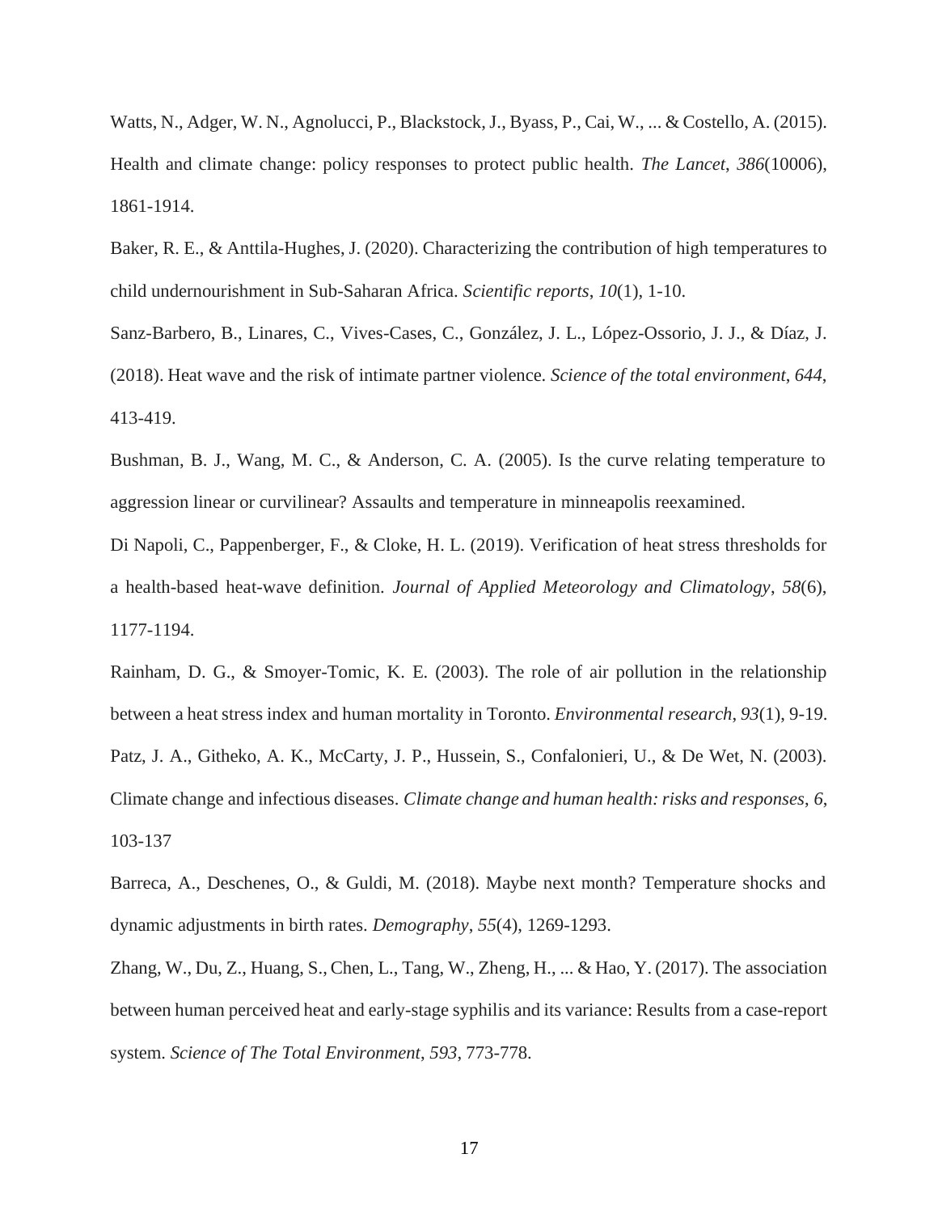Watts, N., Adger, W. N., Agnolucci, P., Blackstock, J., Byass, P., Cai, W., ... & Costello, A. (2015). Health and climate change: policy responses to protect public health. *The Lancet*, *386*(10006), 1861-1914.

Baker, R. E., & Anttila-Hughes, J. (2020). Characterizing the contribution of high temperatures to child undernourishment in Sub-Saharan Africa. *Scientific reports*, *10*(1), 1-10.

Sanz-Barbero, B., Linares, C., Vives-Cases, C., González, J. L., López-Ossorio, J. J., & Díaz, J. (2018). Heat wave and the risk of intimate partner violence. *Science of the total environment*, *644*, 413-419.

Bushman, B. J., Wang, M. C., & Anderson, C. A. (2005). Is the curve relating temperature to aggression linear or curvilinear? Assaults and temperature in minneapolis reexamined.

Di Napoli, C., Pappenberger, F., & Cloke, H. L. (2019). Verification of heat stress thresholds for a health-based heat-wave definition. *Journal of Applied Meteorology and Climatology*, *58*(6), 1177-1194.

Rainham, D. G., & Smoyer-Tomic, K. E. (2003). The role of air pollution in the relationship between a heat stress index and human mortality in Toronto. *Environmental research*, *93*(1), 9-19.

Patz, J. A., Githeko, A. K., McCarty, J. P., Hussein, S., Confalonieri, U., & De Wet, N. (2003). Climate change and infectious diseases. *Climate change and human health: risks and responses*, *6*, 103-137

Barreca, A., Deschenes, O., & Guldi, M. (2018). Maybe next month? Temperature shocks and dynamic adjustments in birth rates. *Demography*, *55*(4), 1269-1293.

Zhang, W., Du, Z., Huang, S., Chen, L., Tang, W., Zheng, H., ... & Hao, Y. (2017). The association between human perceived heat and early-stage syphilis and its variance: Results from a case-report system. *Science of The Total Environment*, *593*, 773-778.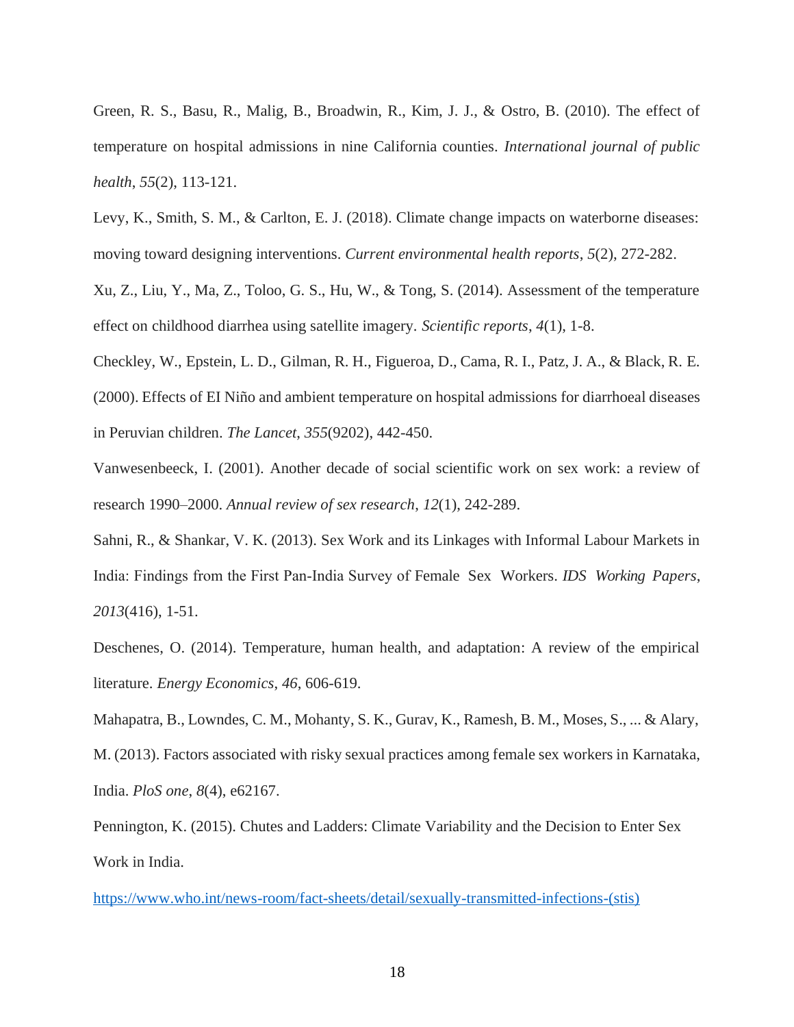Green, R. S., Basu, R., Malig, B., Broadwin, R., Kim, J. J., & Ostro, B. (2010). The effect of temperature on hospital admissions in nine California counties. *International journal of public health*, *55*(2), 113-121.

Levy, K., Smith, S. M., & Carlton, E. J. (2018). Climate change impacts on waterborne diseases: moving toward designing interventions. *Current environmental health reports*, *5*(2), 272-282.

Xu, Z., Liu, Y., Ma, Z., Toloo, G. S., Hu, W., & Tong, S. (2014). Assessment of the temperature effect on childhood diarrhea using satellite imagery. *Scientific reports*, *4*(1), 1-8.

Checkley, W., Epstein, L. D., Gilman, R. H., Figueroa, D., Cama, R. I., Patz, J. A., & Black, R. E. (2000). Effects of EI Niño and ambient temperature on hospital admissions for diarrhoeal diseases in Peruvian children. *The Lancet*, *355*(9202), 442-450.

Vanwesenbeeck, I. (2001). Another decade of social scientific work on sex work: a review of research 1990–2000. *Annual review of sex research*, *12*(1), 242-289.

Sahni, R., & Shankar, V. K. (2013). Sex Work and its Linkages with Informal Labour Markets in India: Findings from the First Pan-India Survey of Female Sex Workers. *IDS Working Papers*, *2013*(416), 1-51.

Deschenes, O. (2014). Temperature, human health, and adaptation: A review of the empirical literature. *Energy Economics*, *46*, 606-619.

Mahapatra, B., Lowndes, C. M., Mohanty, S. K., Gurav, K., Ramesh, B. M., Moses, S., ... & Alary, M. (2013). Factors associated with risky sexual practices among female sex workers in Karnataka, India. *PloS one*, *8*(4), e62167.

Pennington, K. (2015). Chutes and Ladders: Climate Variability and the Decision to Enter Sex Work in India.

https://www.who.int/news-room/fact-sheets/detail/sexually-transmitted-infections-(stis)